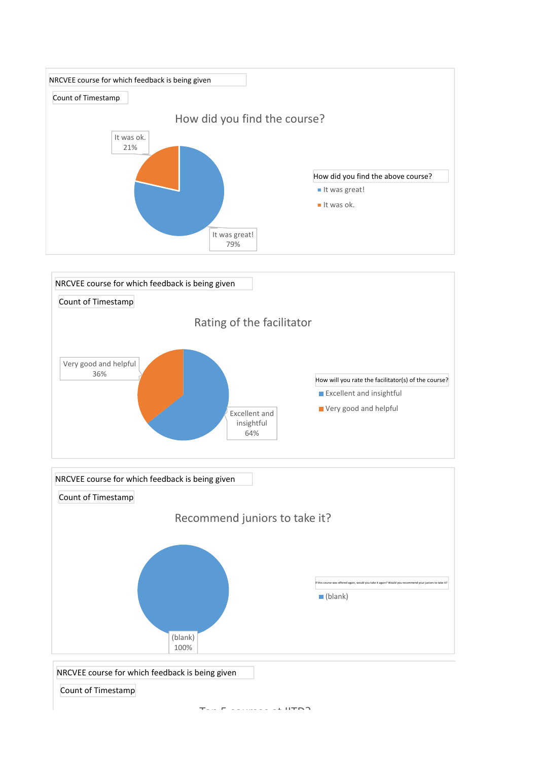NRCVEE course for which feedback is being given

Count of Timestamp

## How did you find the course?

It was ok.
21%

It was great!
79%

How did you find the above course?

- It was great!
- It was ok.

NRCVEE course for which feedback is being given

Count of Timestamp

## Rating of the facilitator

Very good and helpful
36%

Excellent and insightful
64%

How will you rate the facilitator(s) of the course?

- Excellent and insightful
- Very good and helpful

NRCVEE course for which feedback is being given

Count of Timestamp

## Recommend juniors to take it?

(blank)
100%

If this course was offered again, would you take it again? Would you recommend your juniors to take it?

- (blank)

NRCVEE course for which feedback is being given

Count of Timestamp

Top 5 courses at IITD?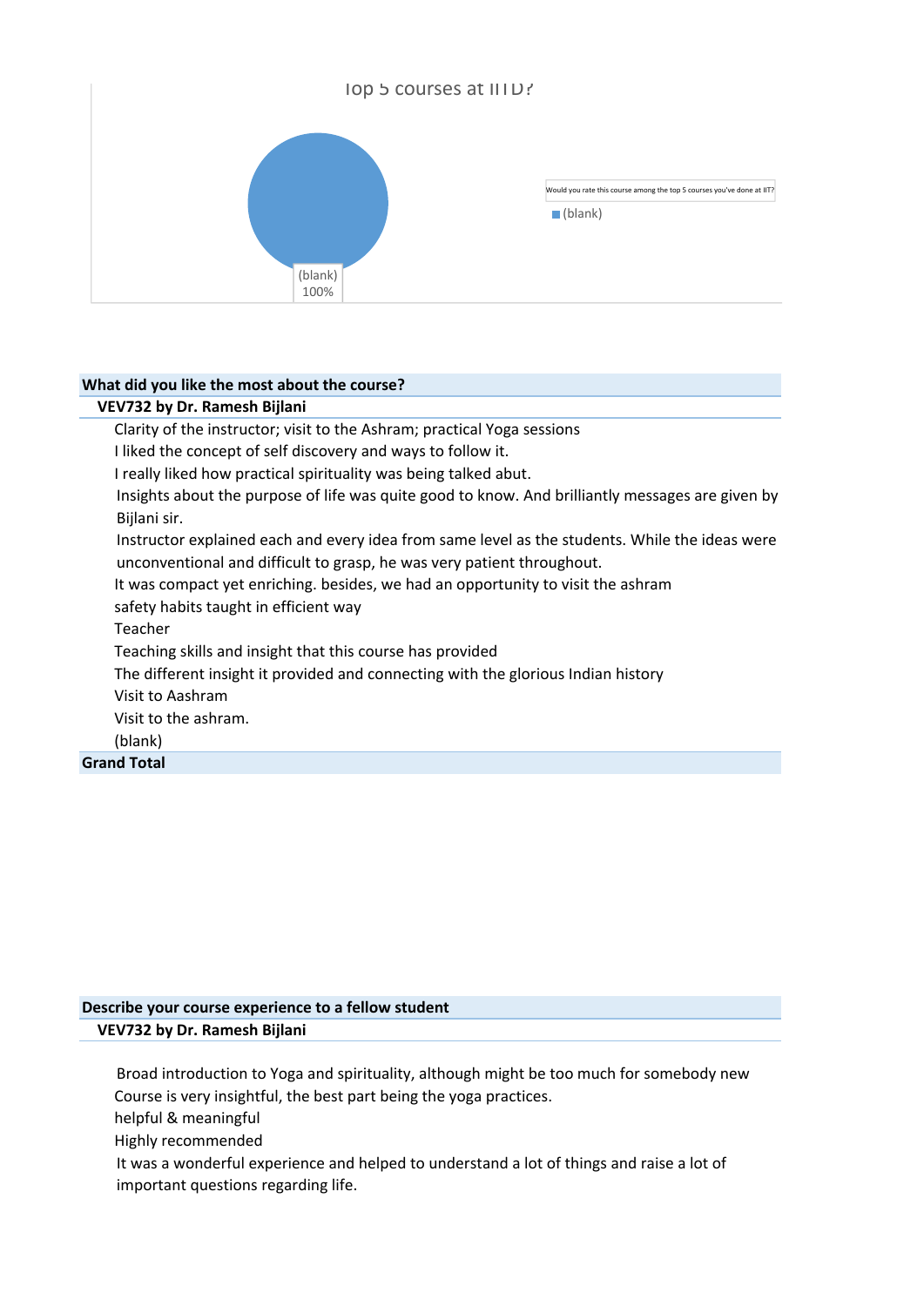Top 5 courses at IITD?

Would you rate this course among the top 5 courses you've done at IIT?

(blank)

(blank) 100%

| What did you like the most about the course? |
|---|
| **VEV732 by Dr. Ramesh Bijlani** |
| Clarity of the instructor; visit to the Ashram; practical Yoga sessions |
| I liked the concept of self discovery and ways to follow it. |
| I really liked how practical spirituality was being talked abut. |
| Insights about the purpose of life was quite good to know. And brilliantly messages are given by Bijlani sir. |
| Instructor explained each and every idea from same level as the students. While the ideas were unconventional and difficult to grasp, he was very patient throughout. |
| It was compact yet enriching. besides, we had an opportunity to visit the ashram |
| safety habits taught in efficient way |
| Teacher |
| Teaching skills and insight that this course has provided |
| The different insight it provided and connecting with the glorious Indian history |
| Visit to Aashram |
| Visit to the ashram. |
| (blank) |
| **Grand Total** |

| Describe your course experience to a fellow student |
|---|
| **VEV732 by Dr. Ramesh Bijlani** |
| |
| Broad introduction to Yoga and spirituality, although might be too much for somebody new |
| Course is very insightful, the best part being the yoga practices. |
| helpful & meaningful |
| Highly recommended |
| It was a wonderful experience and helped to understand a lot of things and raise a lot of important questions regarding life. |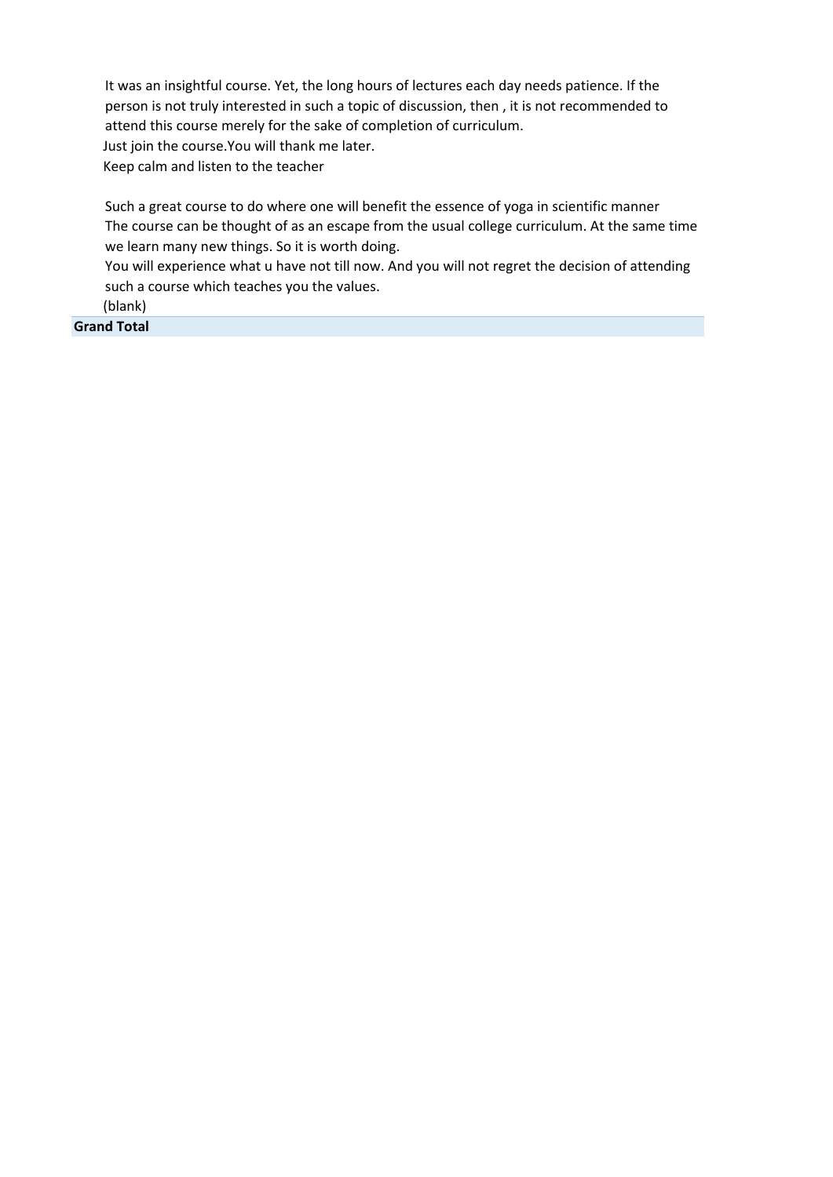It was an insightful course. Yet, the long hours of lectures each day needs patience. If the person is not truly interested in such a topic of discussion, then , it is not recommended to attend this course merely for the sake of completion of curriculum.

Just join the course.You will thank me later.

Keep calm and listen to the teacher

Such a great course to do where one will benefit the essence of yoga in scientific manner

The course can be thought of as an escape from the usual college curriculum. At the same time we learn many new things. So it is worth doing.

You will experience what u have not till now. And you will not regret the decision of attending such a course which teaches you the values.

(blank)

**Grand Total**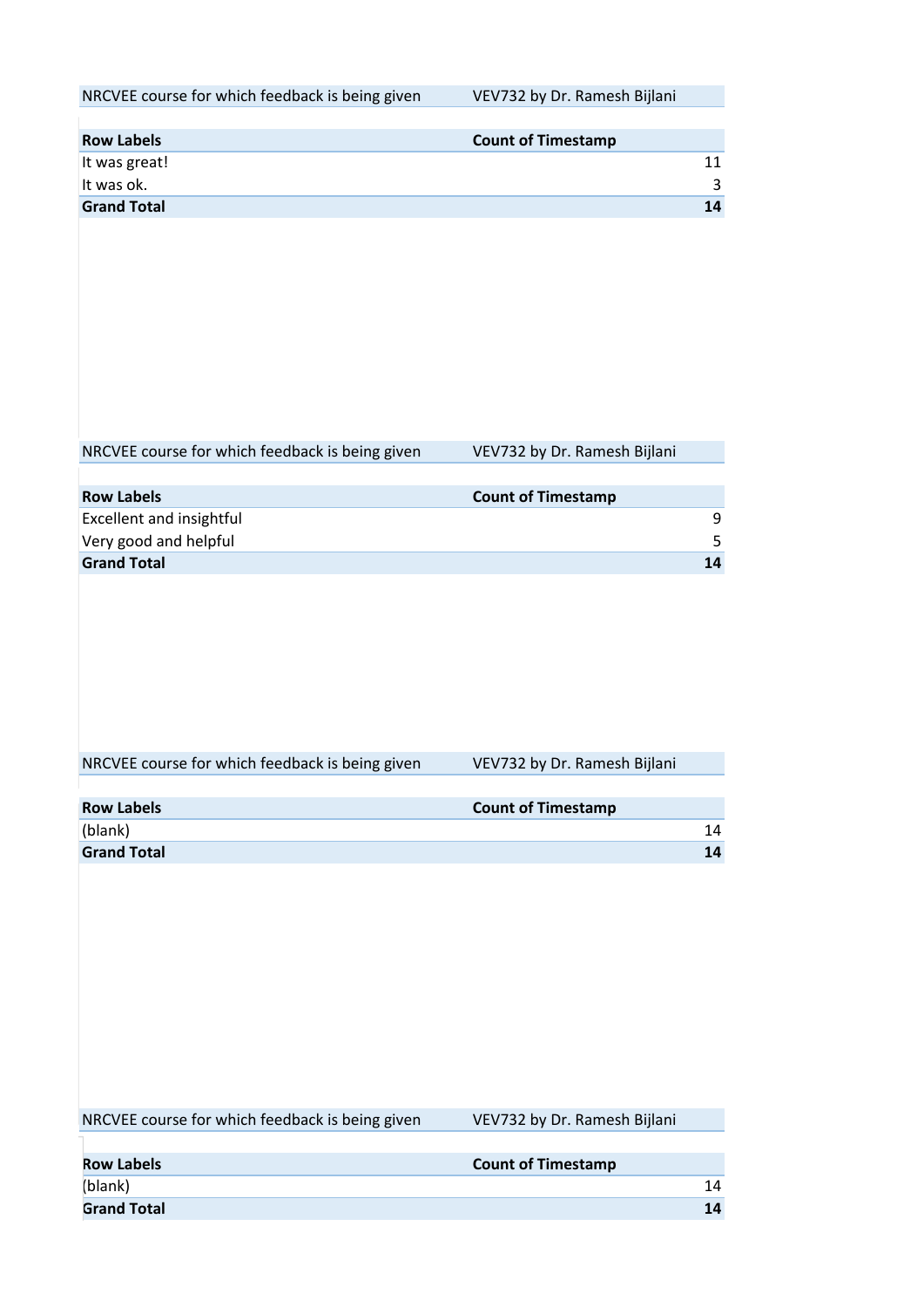| NRCVEE course for which feedback is being given | VEV732 by Dr. Ramesh Bijlani |
|---|---|

| Row Labels | Count of Timestamp |
|---|---|
| It was great! | 11 |
| It was ok. | 3 |
| **Grand Total** | **14** |

| NRCVEE course for which feedback is being given | VEV732 by Dr. Ramesh Bijlani |
|---|---|

| Row Labels | Count of Timestamp |
|---|---|
| Excellent and insightful | 9 |
| Very good and helpful | 5 |
| **Grand Total** | **14** |

| NRCVEE course for which feedback is being given | VEV732 by Dr. Ramesh Bijlani |
|---|---|

| Row Labels | Count of Timestamp |
|---|---|
| (blank) | 14 |
| **Grand Total** | **14** |

| NRCVEE course for which feedback is being given | VEV732 by Dr. Ramesh Bijlani |
|---|---|

| Row Labels | Count of Timestamp |
|---|---|
| (blank) | 14 |
| **Grand Total** | **14** |